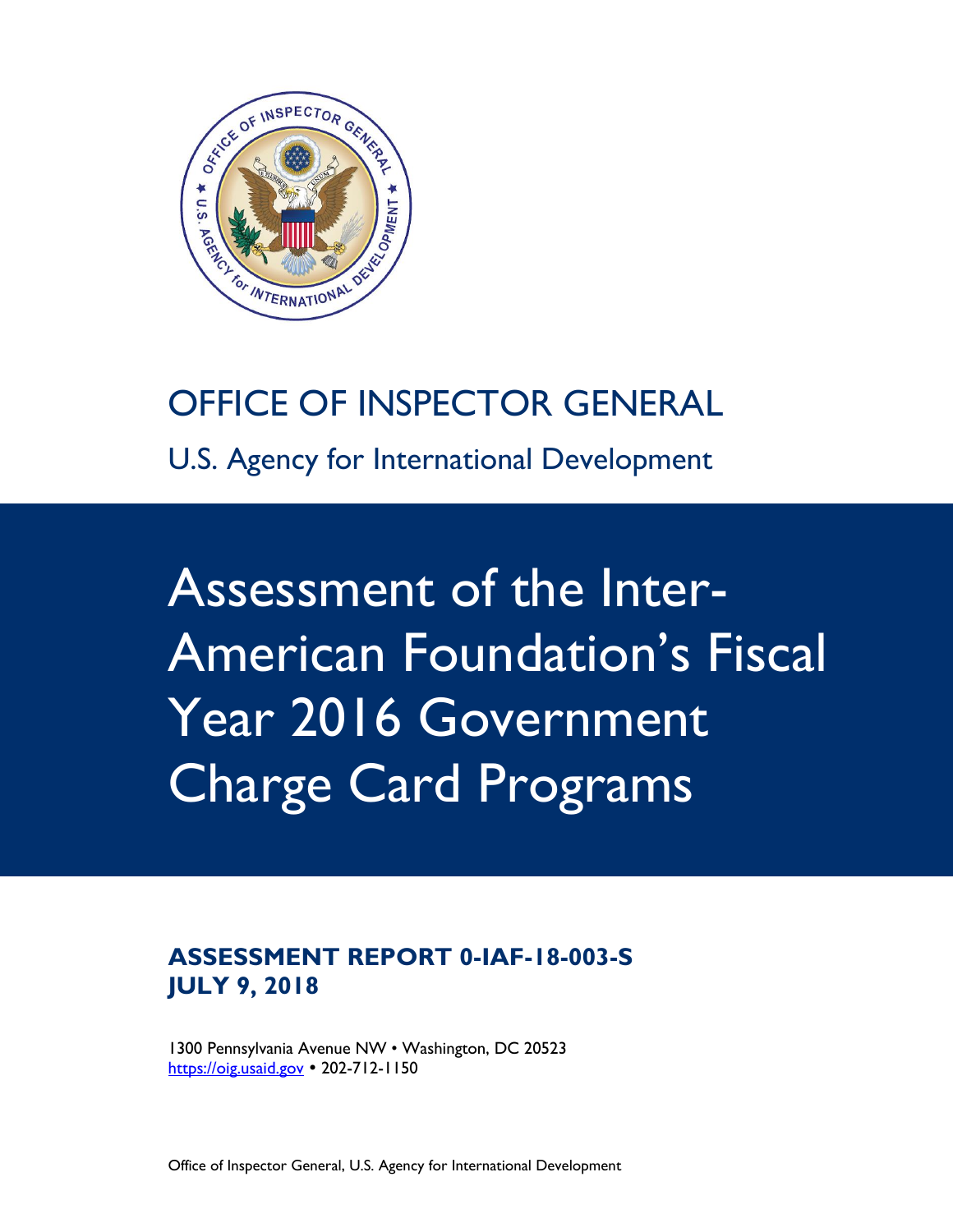OFFICE OF INSPECTOR GENERAL

U.S. Agency for International Development

# Assessment of the Inter-American Foundation's Fiscal Year 2016 Government Charge Card Programs

**ASSESSMENT REPORT 0-IAF-18-003-S**
**JULY 9, 2018**

1300 Pennsylvania Avenue NW • Washington, DC 20523
https://oig.usaid.gov • 202-712-1150

Office of Inspector General, U.S. Agency for International Development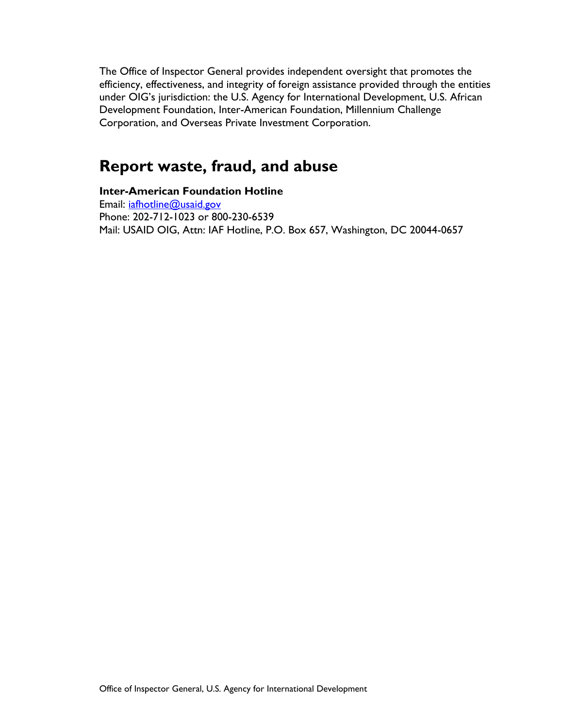The Office of Inspector General provides independent oversight that promotes the efficiency, effectiveness, and integrity of foreign assistance provided through the entities under OIG's jurisdiction: the U.S. Agency for International Development, U.S. African Development Foundation, Inter-American Foundation, Millennium Challenge Corporation, and Overseas Private Investment Corporation.

## Report waste, fraud, and abuse

**Inter-American Foundation Hotline**
Email: iafhotline@usaid.gov
Phone: 202-712-1023 or 800-230-6539
Mail: USAID OIG, Attn: IAF Hotline, P.O. Box 657, Washington, DC 20044-0657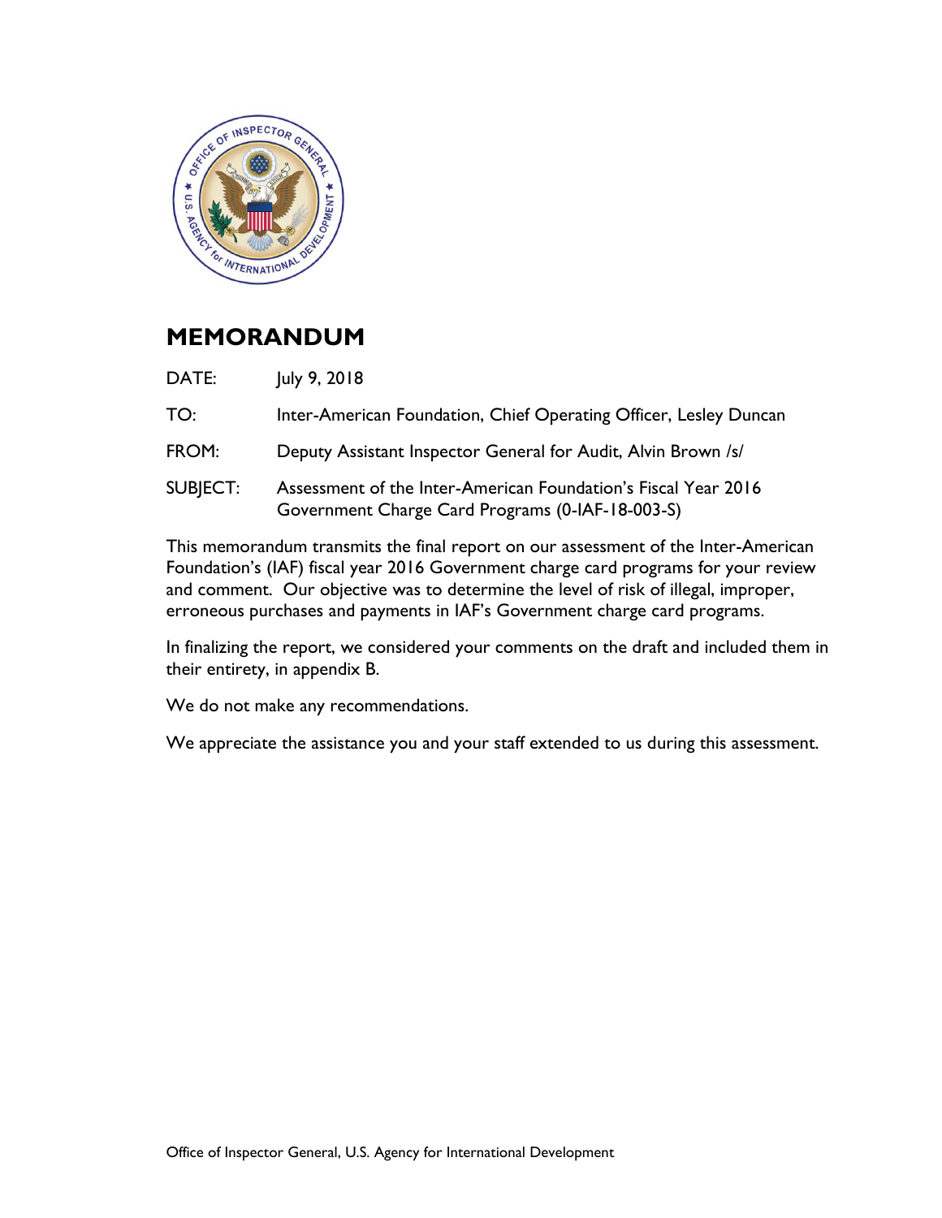# MEMORANDUM

| | |
|---|---|
| DATE: | July 9, 2018 |
| TO: | Inter-American Foundation, Chief Operating Officer, Lesley Duncan |
| FROM: | Deputy Assistant Inspector General for Audit, Alvin Brown /s/ |
| SUBJECT: | Assessment of the Inter-American Foundation's Fiscal Year 2016 Government Charge Card Programs (0-IAF-18-003-S) |

This memorandum transmits the final report on our assessment of the Inter-American Foundation's (IAF) fiscal year 2016 Government charge card programs for your review and comment. Our objective was to determine the level of risk of illegal, improper, erroneous purchases and payments in IAF's Government charge card programs.

In finalizing the report, we considered your comments on the draft and included them in their entirety, in appendix B.

We do not make any recommendations.

We appreciate the assistance you and your staff extended to us during this assessment.

Office of Inspector General, U.S. Agency for International Development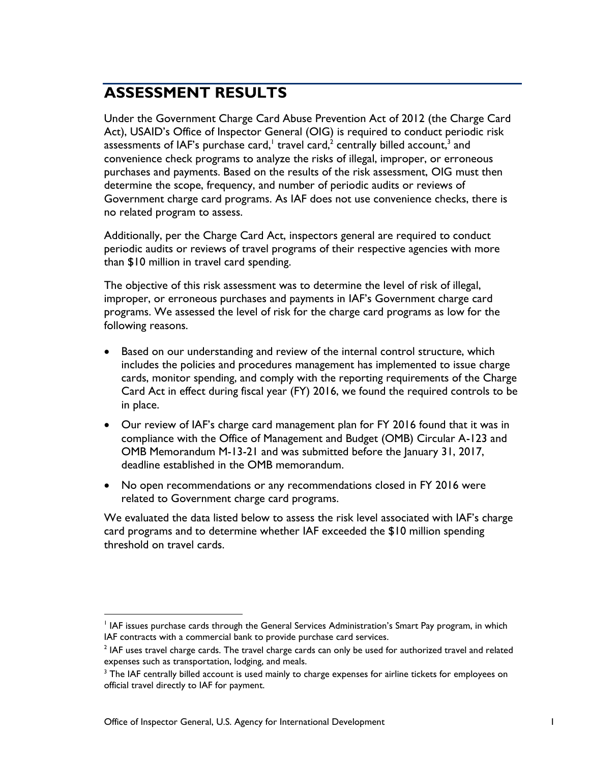## ASSESSMENT RESULTS

Under the Government Charge Card Abuse Prevention Act of 2012 (the Charge Card Act), USAID's Office of Inspector General (OIG) is required to conduct periodic risk assessments of IAF's purchase card,[1] travel card,[2] centrally billed account,[3] and convenience check programs to analyze the risks of illegal, improper, or erroneous purchases and payments. Based on the results of the risk assessment, OIG must then determine the scope, frequency, and number of periodic audits or reviews of Government charge card programs. As IAF does not use convenience checks, there is no related program to assess.

Additionally, per the Charge Card Act, inspectors general are required to conduct periodic audits or reviews of travel programs of their respective agencies with more than $10 million in travel card spending.

The objective of this risk assessment was to determine the level of risk of illegal, improper, or erroneous purchases and payments in IAF's Government charge card programs. We assessed the level of risk for the charge card programs as low for the following reasons.

- Based on our understanding and review of the internal control structure, which includes the policies and procedures management has implemented to issue charge cards, monitor spending, and comply with the reporting requirements of the Charge Card Act in effect during fiscal year (FY) 2016, we found the required controls to be in place.
- Our review of IAF's charge card management plan for FY 2016 found that it was in compliance with the Office of Management and Budget (OMB) Circular A-123 and OMB Memorandum M-13-21 and was submitted before the January 31, 2017, deadline established in the OMB memorandum.
- No open recommendations or any recommendations closed in FY 2016 were related to Government charge card programs.

We evaluated the data listed below to assess the risk level associated with IAF's charge card programs and to determine whether IAF exceeded the $10 million spending threshold on travel cards.

---

[1] IAF issues purchase cards through the General Services Administration's Smart Pay program, in which IAF contracts with a commercial bank to provide purchase card services.

[2] IAF uses travel charge cards. The travel charge cards can only be used for authorized travel and related expenses such as transportation, lodging, and meals.

[3] The IAF centrally billed account is used mainly to charge expenses for airline tickets for employees on official travel directly to IAF for payment.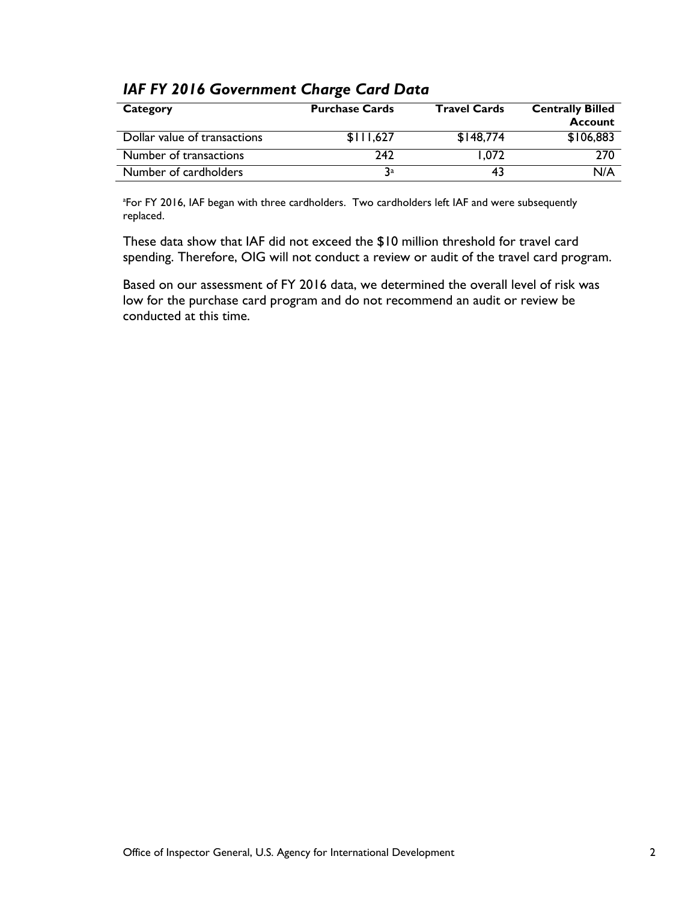### *IAF FY 2016 Government Charge Card Data*

| Category | Purchase Cards | Travel Cards | Centrally Billed Account |
|---|---|---|---|
| Dollar value of transactions | $111,627 | $148,774 | $106,883 |
| Number of transactions | 242 | 1,072 | 270 |
| Number of cardholders | 3[a] | 43 | N/A |

[a]For FY 2016, IAF began with three cardholders. Two cardholders left IAF and were subsequently replaced.

These data show that IAF did not exceed the $10 million threshold for travel card spending. Therefore, OIG will not conduct a review or audit of the travel card program.

Based on our assessment of FY 2016 data, we determined the overall level of risk was low for the purchase card program and do not recommend an audit or review be conducted at this time.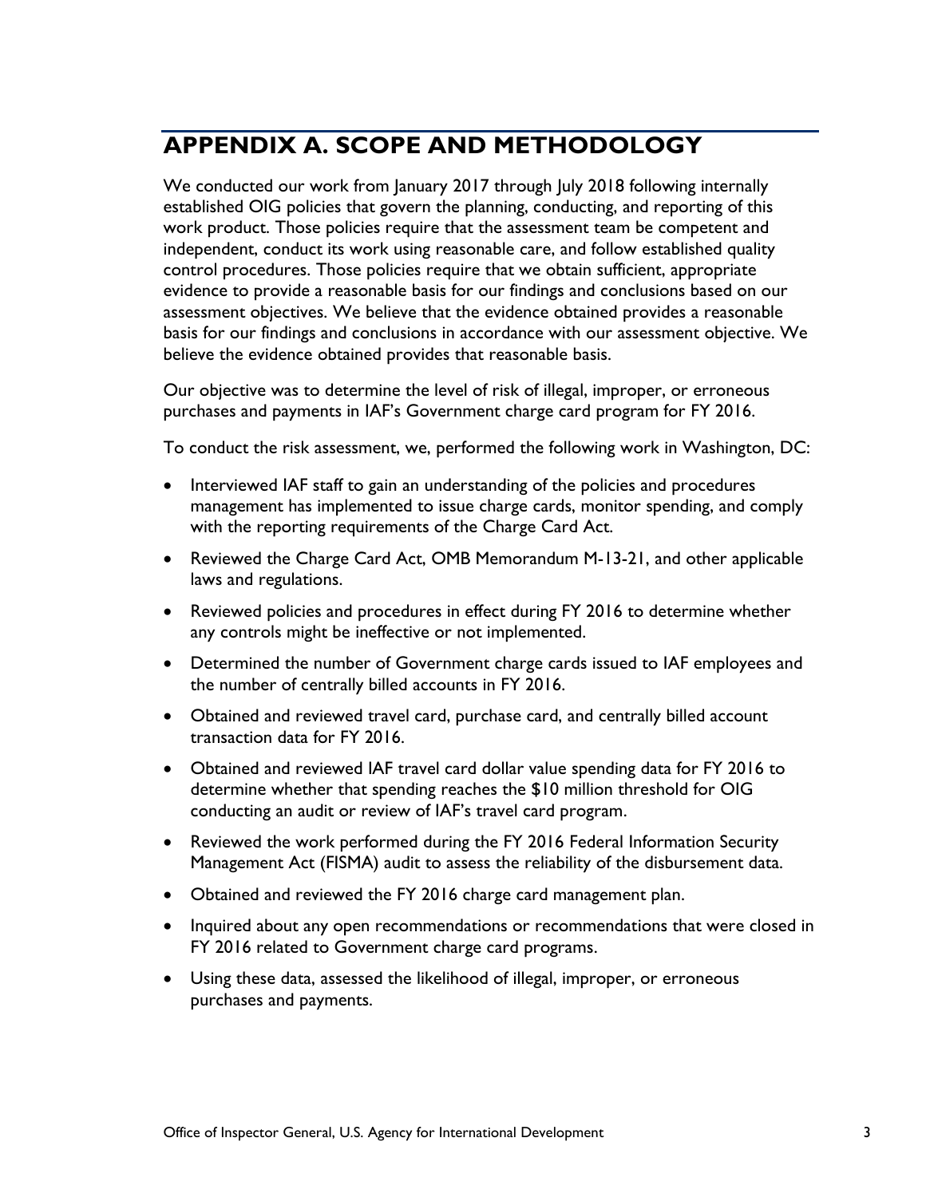# APPENDIX A. SCOPE AND METHODOLOGY

We conducted our work from January 2017 through July 2018 following internally established OIG policies that govern the planning, conducting, and reporting of this work product. Those policies require that the assessment team be competent and independent, conduct its work using reasonable care, and follow established quality control procedures. Those policies require that we obtain sufficient, appropriate evidence to provide a reasonable basis for our findings and conclusions based on our assessment objectives. We believe that the evidence obtained provides a reasonable basis for our findings and conclusions in accordance with our assessment objective. We believe the evidence obtained provides that reasonable basis.

Our objective was to determine the level of risk of illegal, improper, or erroneous purchases and payments in IAF's Government charge card program for FY 2016.

To conduct the risk assessment, we, performed the following work in Washington, DC:

- Interviewed IAF staff to gain an understanding of the policies and procedures management has implemented to issue charge cards, monitor spending, and comply with the reporting requirements of the Charge Card Act.
- Reviewed the Charge Card Act, OMB Memorandum M-13-21, and other applicable laws and regulations.
- Reviewed policies and procedures in effect during FY 2016 to determine whether any controls might be ineffective or not implemented.
- Determined the number of Government charge cards issued to IAF employees and the number of centrally billed accounts in FY 2016.
- Obtained and reviewed travel card, purchase card, and centrally billed account transaction data for FY 2016.
- Obtained and reviewed IAF travel card dollar value spending data for FY 2016 to determine whether that spending reaches the $10 million threshold for OIG conducting an audit or review of IAF's travel card program.
- Reviewed the work performed during the FY 2016 Federal Information Security Management Act (FISMA) audit to assess the reliability of the disbursement data.
- Obtained and reviewed the FY 2016 charge card management plan.
- Inquired about any open recommendations or recommendations that were closed in FY 2016 related to Government charge card programs.
- Using these data, assessed the likelihood of illegal, improper, or erroneous purchases and payments.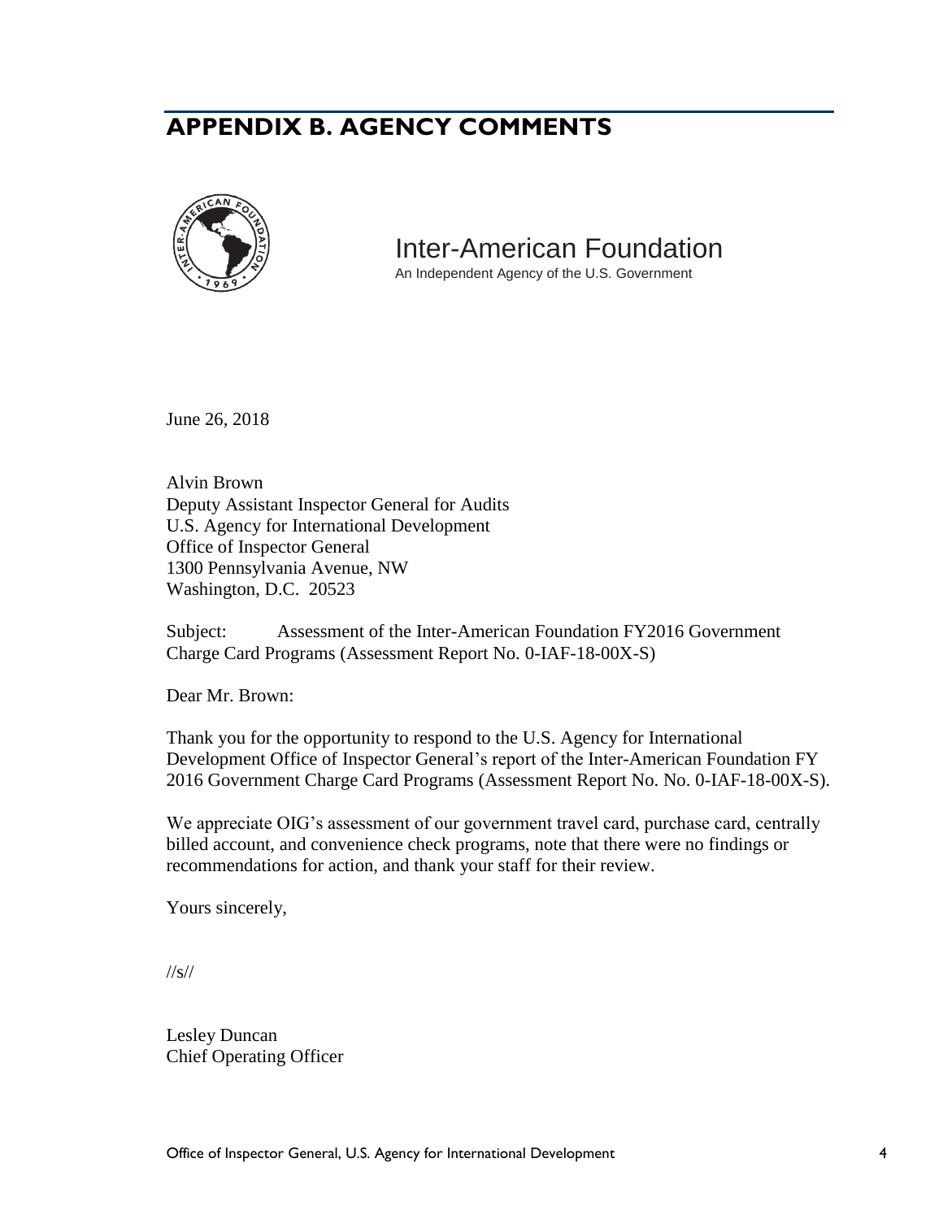## APPENDIX B. AGENCY COMMENTS

Inter-American Foundation
An Independent Agency of the U.S. Government

June 26, 2018

Alvin Brown
Deputy Assistant Inspector General for Audits
U.S. Agency for International Development
Office of Inspector General
1300 Pennsylvania Avenue, NW
Washington, D.C. 20523

Subject: Assessment of the Inter-American Foundation FY2016 Government Charge Card Programs (Assessment Report No. 0-IAF-18-00X-S)

Dear Mr. Brown:

Thank you for the opportunity to respond to the U.S. Agency for International Development Office of Inspector General's report of the Inter-American Foundation FY 2016 Government Charge Card Programs (Assessment Report No. No. 0-IAF-18-00X-S).

We appreciate OIG's assessment of our government travel card, purchase card, centrally billed account, and convenience check programs, note that there were no findings or recommendations for action, and thank your staff for their review.

Yours sincerely,

//s//

Lesley Duncan
Chief Operating Officer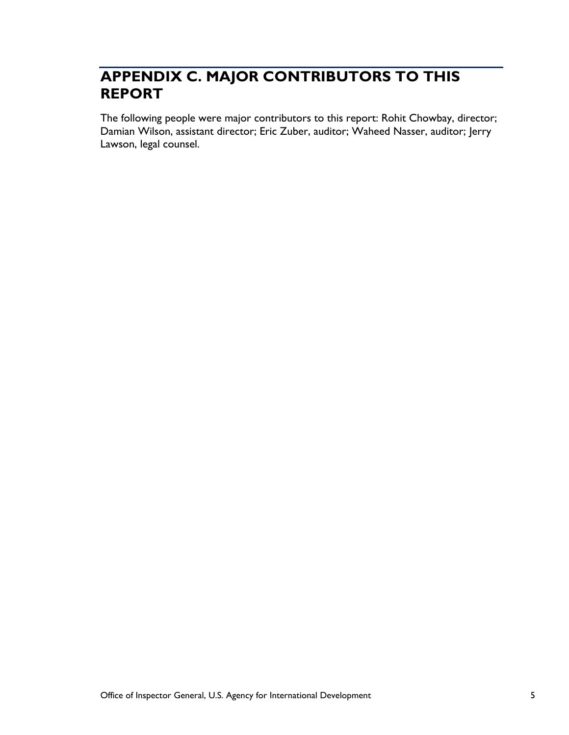## APPENDIX C. MAJOR CONTRIBUTORS TO THIS REPORT

The following people were major contributors to this report: Rohit Chowbay, director; Damian Wilson, assistant director; Eric Zuber, auditor; Waheed Nasser, auditor; Jerry Lawson, legal counsel.